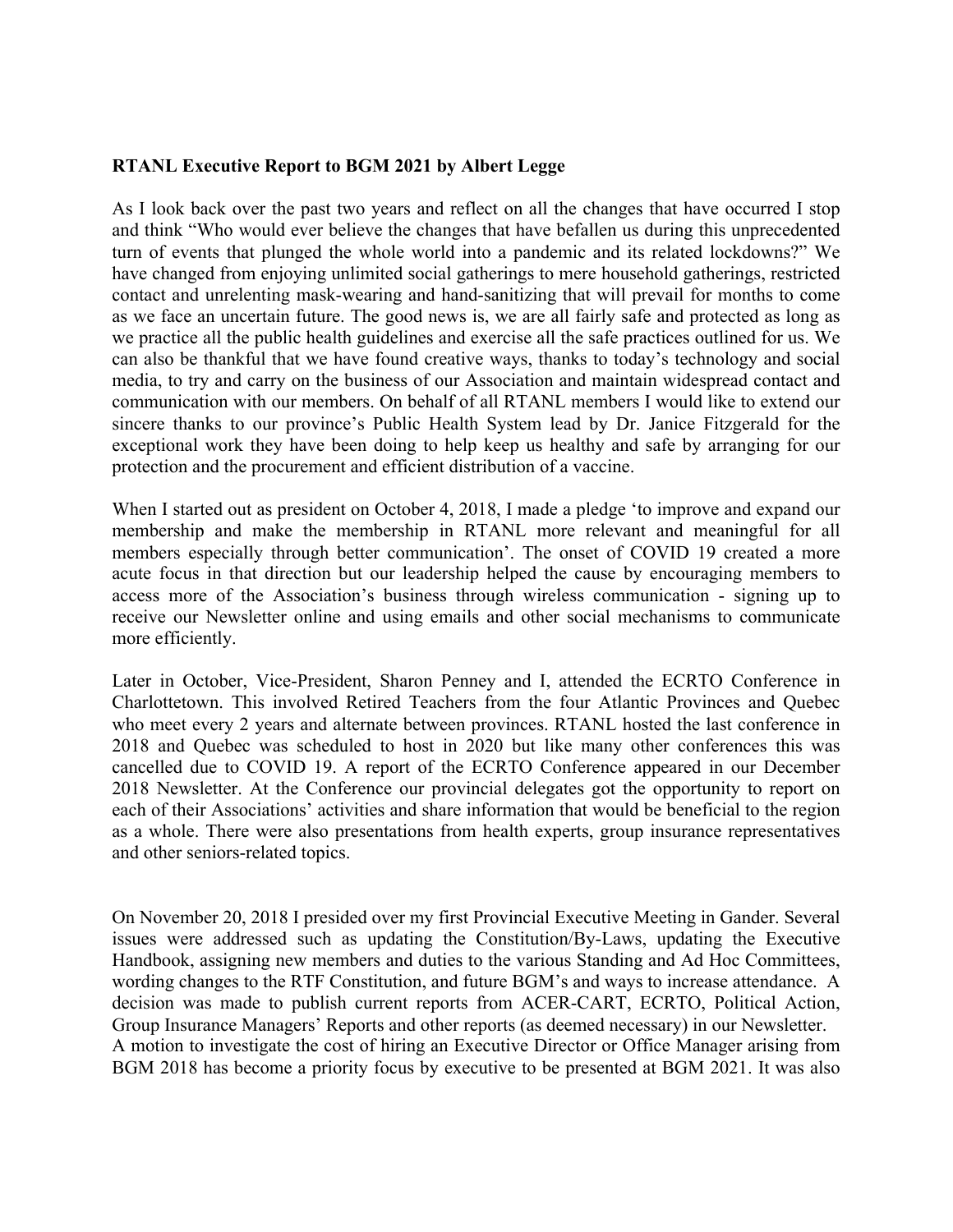**RTANL Executive Report to BGM 2021 by Albert Legge**

As I look back over the past two years and reflect on all the changes that have occurred I stop and think "Who would ever believe the changes that have befallen us during this unprecedented turn of events that plunged the whole world into a pandemic and its related lockdowns?" We have changed from enjoying unlimited social gatherings to mere household gatherings, restricted contact and unrelenting mask-wearing and hand-sanitizing that will prevail for months to come as we face an uncertain future. The good news is, we are all fairly safe and protected as long as we practice all the public health guidelines and exercise all the safe practices outlined for us. We can also be thankful that we have found creative ways, thanks to today's technology and social media, to try and carry on the business of our Association and maintain widespread contact and communication with our members. On behalf of all RTANL members I would like to extend our sincere thanks to our province's Public Health System lead by Dr. Janice Fitzgerald for the exceptional work they have been doing to help keep us healthy and safe by arranging for our protection and the procurement and efficient distribution of a vaccine.

When I started out as president on October 4, 2018, I made a pledge 'to improve and expand our membership and make the membership in RTANL more relevant and meaningful for all members especially through better communication'. The onset of COVID 19 created a more acute focus in that direction but our leadership helped the cause by encouraging members to access more of the Association's business through wireless communication - signing up to receive our Newsletter online and using emails and other social mechanisms to communicate more efficiently.

Later in October, Vice-President, Sharon Penney and I, attended the ECRTO Conference in Charlottetown. This involved Retired Teachers from the four Atlantic Provinces and Quebec who meet every 2 years and alternate between provinces. RTANL hosted the last conference in 2018 and Quebec was scheduled to host in 2020 but like many other conferences this was cancelled due to COVID 19. A report of the ECRTO Conference appeared in our December 2018 Newsletter. At the Conference our provincial delegates got the opportunity to report on each of their Associations' activities and share information that would be beneficial to the region as a whole. There were also presentations from health experts, group insurance representatives and other seniors-related topics.

On November 20, 2018 I presided over my first Provincial Executive Meeting in Gander. Several issues were addressed such as updating the Constitution/By-Laws, updating the Executive Handbook, assigning new members and duties to the various Standing and Ad Hoc Committees, wording changes to the RTF Constitution, and future BGM's and ways to increase attendance. A decision was made to publish current reports from ACER-CART, ECRTO, Political Action, Group Insurance Managers' Reports and other reports (as deemed necessary) in our Newsletter.
A motion to investigate the cost of hiring an Executive Director or Office Manager arising from BGM 2018 has become a priority focus by executive to be presented at BGM 2021. It was also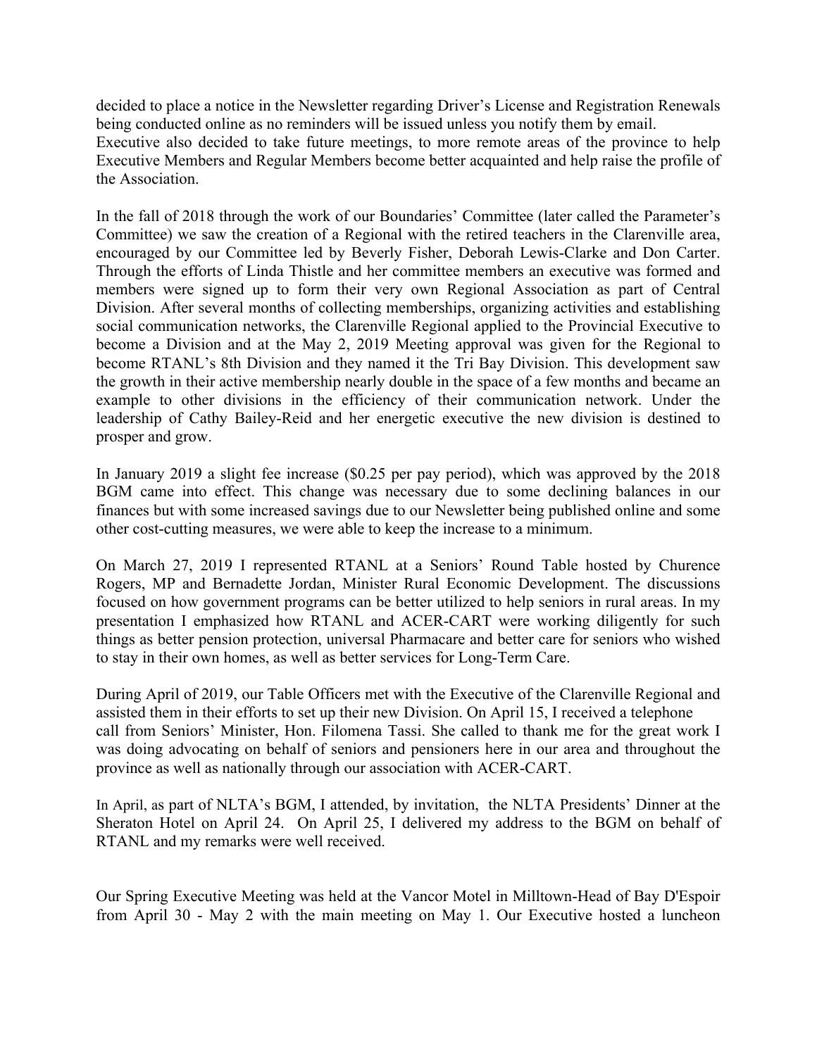decided to place a notice in the Newsletter regarding Driver's License and Registration Renewals being conducted online as no reminders will be issued unless you notify them by email.
Executive also decided to take future meetings, to more remote areas of the province to help Executive Members and Regular Members become better acquainted and help raise the profile of the Association.

In the fall of 2018 through the work of our Boundaries' Committee (later called the Parameter's Committee) we saw the creation of a Regional with the retired teachers in the Clarenville area, encouraged by our Committee led by Beverly Fisher, Deborah Lewis-Clarke and Don Carter. Through the efforts of Linda Thistle and her committee members an executive was formed and members were signed up to form their very own Regional Association as part of Central Division. After several months of collecting memberships, organizing activities and establishing social communication networks, the Clarenville Regional applied to the Provincial Executive to become a Division and at the May 2, 2019 Meeting approval was given for the Regional to become RTANL's 8th Division and they named it the Tri Bay Division. This development saw the growth in their active membership nearly double in the space of a few months and became an example to other divisions in the efficiency of their communication network. Under the leadership of Cathy Bailey-Reid and her energetic executive the new division is destined to prosper and grow.

In January 2019 a slight fee increase ($0.25 per pay period), which was approved by the 2018 BGM came into effect. This change was necessary due to some declining balances in our finances but with some increased savings due to our Newsletter being published online and some other cost-cutting measures, we were able to keep the increase to a minimum.

On March 27, 2019 I represented RTANL at a Seniors' Round Table hosted by Churence Rogers, MP and Bernadette Jordan, Minister Rural Economic Development. The discussions focused on how government programs can be better utilized to help seniors in rural areas. In my presentation I emphasized how RTANL and ACER-CART were working diligently for such things as better pension protection, universal Pharmacare and better care for seniors who wished to stay in their own homes, as well as better services for Long-Term Care.

During April of 2019, our Table Officers met with the Executive of the Clarenville Regional and assisted them in their efforts to set up their new Division. On April 15, I received a telephone call from Seniors' Minister, Hon. Filomena Tassi. She called to thank me for the great work I was doing advocating on behalf of seniors and pensioners here in our area and throughout the province as well as nationally through our association with ACER-CART.

In April, as part of NLTA's BGM, I attended, by invitation, the NLTA Presidents' Dinner at the Sheraton Hotel on April 24. On April 25, I delivered my address to the BGM on behalf of RTANL and my remarks were well received.

Our Spring Executive Meeting was held at the Vancor Motel in Milltown-Head of Bay D'Espoir from April 30 - May 2 with the main meeting on May 1. Our Executive hosted a luncheon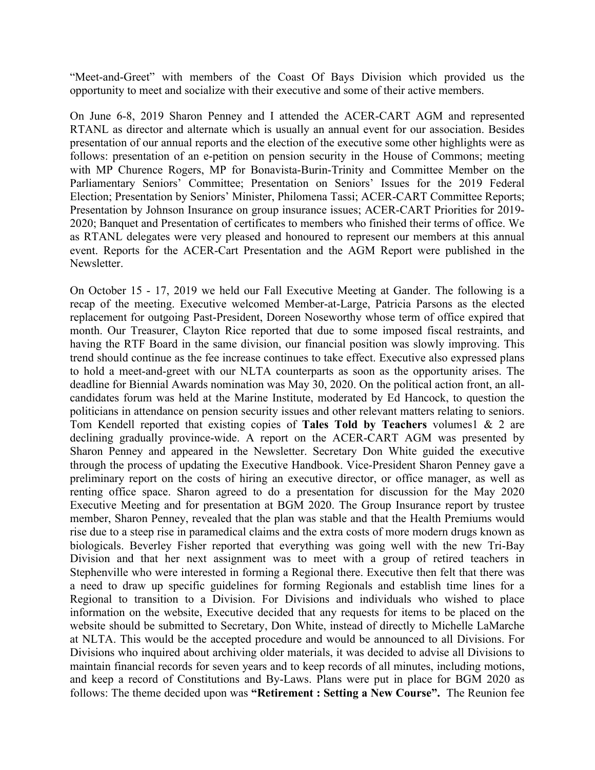"Meet-and-Greet" with members of the Coast Of Bays Division which provided us the opportunity to meet and socialize with their executive and some of their active members.

On June 6-8, 2019 Sharon Penney and I attended the ACER-CART AGM and represented RTANL as director and alternate which is usually an annual event for our association. Besides presentation of our annual reports and the election of the executive some other highlights were as follows: presentation of an e-petition on pension security in the House of Commons; meeting with MP Churence Rogers, MP for Bonavista-Burin-Trinity and Committee Member on the Parliamentary Seniors' Committee; Presentation on Seniors' Issues for the 2019 Federal Election; Presentation by Seniors' Minister, Philomena Tassi; ACER-CART Committee Reports; Presentation by Johnson Insurance on group insurance issues; ACER-CART Priorities for 2019-2020; Banquet and Presentation of certificates to members who finished their terms of office. We as RTANL delegates were very pleased and honoured to represent our members at this annual event. Reports for the ACER-Cart Presentation and the AGM Report were published in the Newsletter.

On October 15 - 17, 2019 we held our Fall Executive Meeting at Gander. The following is a recap of the meeting. Executive welcomed Member-at-Large, Patricia Parsons as the elected replacement for outgoing Past-President, Doreen Noseworthy whose term of office expired that month. Our Treasurer, Clayton Rice reported that due to some imposed fiscal restraints, and having the RTF Board in the same division, our financial position was slowly improving. This trend should continue as the fee increase continues to take effect. Executive also expressed plans to hold a meet-and-greet with our NLTA counterparts as soon as the opportunity arises. The deadline for Biennial Awards nomination was May 30, 2020. On the political action front, an all-candidates forum was held at the Marine Institute, moderated by Ed Hancock, to question the politicians in attendance on pension security issues and other relevant matters relating to seniors. Tom Kendell reported that existing copies of **Tales Told by Teachers** volumes1 & 2 are declining gradually province-wide. A report on the ACER-CART AGM was presented by Sharon Penney and appeared in the Newsletter. Secretary Don White guided the executive through the process of updating the Executive Handbook. Vice-President Sharon Penney gave a preliminary report on the costs of hiring an executive director, or office manager, as well as renting office space. Sharon agreed to do a presentation for discussion for the May 2020 Executive Meeting and for presentation at BGM 2020. The Group Insurance report by trustee member, Sharon Penney, revealed that the plan was stable and that the Health Premiums would rise due to a steep rise in paramedical claims and the extra costs of more modern drugs known as biologicals. Beverley Fisher reported that everything was going well with the new Tri-Bay Division and that her next assignment was to meet with a group of retired teachers in Stephenville who were interested in forming a Regional there. Executive then felt that there was a need to draw up specific guidelines for forming Regionals and establish time lines for a Regional to transition to a Division. For Divisions and individuals who wished to place information on the website, Executive decided that any requests for items to be placed on the website should be submitted to Secretary, Don White, instead of directly to Michelle LaMarche at NLTA. This would be the accepted procedure and would be announced to all Divisions. For Divisions who inquired about archiving older materials, it was decided to advise all Divisions to maintain financial records for seven years and to keep records of all minutes, including motions, and keep a record of Constitutions and By-Laws. Plans were put in place for BGM 2020 as follows: The theme decided upon was **"Retirement : Setting a New Course".** The Reunion fee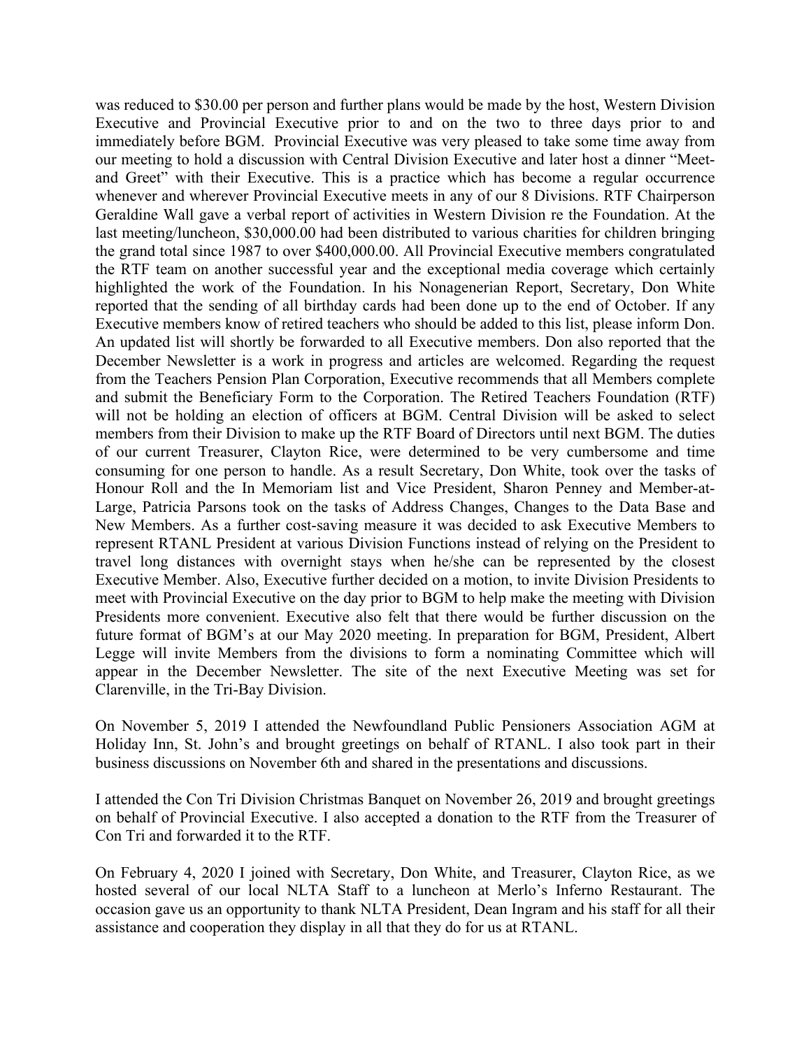was reduced to $30.00 per person and further plans would be made by the host, Western Division Executive and Provincial Executive prior to and on the two to three days prior to and immediately before BGM. Provincial Executive was very pleased to take some time away from our meeting to hold a discussion with Central Division Executive and later host a dinner "Meet-and Greet" with their Executive. This is a practice which has become a regular occurrence whenever and wherever Provincial Executive meets in any of our 8 Divisions. RTF Chairperson Geraldine Wall gave a verbal report of activities in Western Division re the Foundation. At the last meeting/luncheon, $30,000.00 had been distributed to various charities for children bringing the grand total since 1987 to over $400,000.00. All Provincial Executive members congratulated the RTF team on another successful year and the exceptional media coverage which certainly highlighted the work of the Foundation. In his Nonagenerian Report, Secretary, Don White reported that the sending of all birthday cards had been done up to the end of October. If any Executive members know of retired teachers who should be added to this list, please inform Don. An updated list will shortly be forwarded to all Executive members. Don also reported that the December Newsletter is a work in progress and articles are welcomed. Regarding the request from the Teachers Pension Plan Corporation, Executive recommends that all Members complete and submit the Beneficiary Form to the Corporation. The Retired Teachers Foundation (RTF) will not be holding an election of officers at BGM. Central Division will be asked to select members from their Division to make up the RTF Board of Directors until next BGM. The duties of our current Treasurer, Clayton Rice, were determined to be very cumbersome and time consuming for one person to handle. As a result Secretary, Don White, took over the tasks of Honour Roll and the In Memoriam list and Vice President, Sharon Penney and Member-at-Large, Patricia Parsons took on the tasks of Address Changes, Changes to the Data Base and New Members. As a further cost-saving measure it was decided to ask Executive Members to represent RTANL President at various Division Functions instead of relying on the President to travel long distances with overnight stays when he/she can be represented by the closest Executive Member. Also, Executive further decided on a motion, to invite Division Presidents to meet with Provincial Executive on the day prior to BGM to help make the meeting with Division Presidents more convenient. Executive also felt that there would be further discussion on the future format of BGM's at our May 2020 meeting. In preparation for BGM, President, Albert Legge will invite Members from the divisions to form a nominating Committee which will appear in the December Newsletter. The site of the next Executive Meeting was set for Clarenville, in the Tri-Bay Division.

On November 5, 2019 I attended the Newfoundland Public Pensioners Association AGM at Holiday Inn, St. John's and brought greetings on behalf of RTANL. I also took part in their business discussions on November 6th and shared in the presentations and discussions.

I attended the Con Tri Division Christmas Banquet on November 26, 2019 and brought greetings on behalf of Provincial Executive. I also accepted a donation to the RTF from the Treasurer of Con Tri and forwarded it to the RTF.

On February 4, 2020 I joined with Secretary, Don White, and Treasurer, Clayton Rice, as we hosted several of our local NLTA Staff to a luncheon at Merlo's Inferno Restaurant. The occasion gave us an opportunity to thank NLTA President, Dean Ingram and his staff for all their assistance and cooperation they display in all that they do for us at RTANL.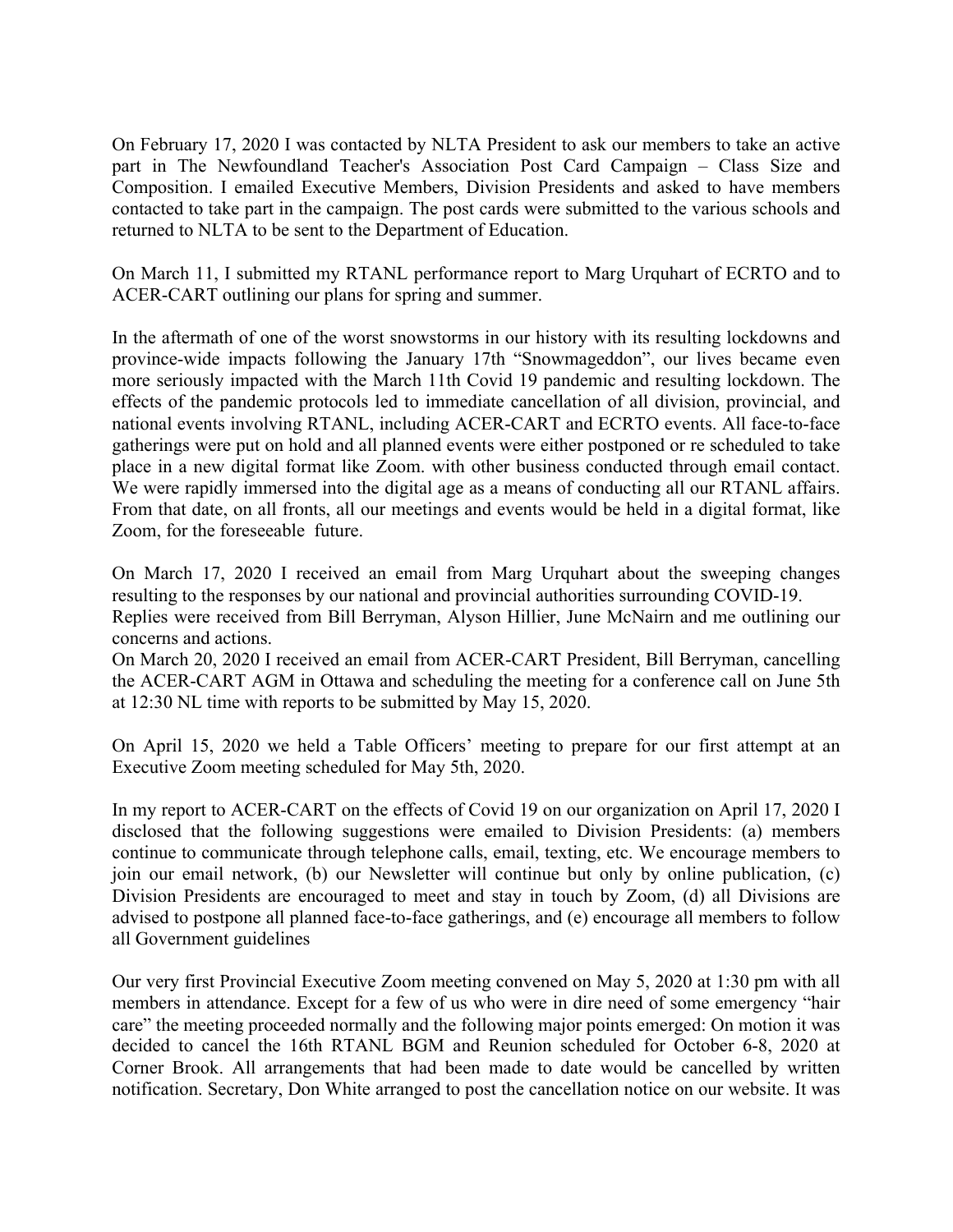On February 17, 2020 I was contacted by NLTA President to ask our members to take an active part in The Newfoundland Teacher's Association Post Card Campaign – Class Size and Composition. I emailed Executive Members, Division Presidents and asked to have members contacted to take part in the campaign. The post cards were submitted to the various schools and returned to NLTA to be sent to the Department of Education.

On March 11, I submitted my RTANL performance report to Marg Urquhart of ECRTO and to ACER-CART outlining our plans for spring and summer.

In the aftermath of one of the worst snowstorms in our history with its resulting lockdowns and province-wide impacts following the January 17th "Snowmageddon", our lives became even more seriously impacted with the March 11th Covid 19 pandemic and resulting lockdown. The effects of the pandemic protocols led to immediate cancellation of all division, provincial, and national events involving RTANL, including ACER-CART and ECRTO events. All face-to-face gatherings were put on hold and all planned events were either postponed or re scheduled to take place in a new digital format like Zoom. with other business conducted through email contact. We were rapidly immersed into the digital age as a means of conducting all our RTANL affairs. From that date, on all fronts, all our meetings and events would be held in a digital format, like Zoom, for the foreseeable future.

On March 17, 2020 I received an email from Marg Urquhart about the sweeping changes resulting to the responses by our national and provincial authorities surrounding COVID-19. Replies were received from Bill Berryman, Alyson Hillier, June McNairn and me outlining our concerns and actions.

On March 20, 2020 I received an email from ACER-CART President, Bill Berryman, cancelling the ACER-CART AGM in Ottawa and scheduling the meeting for a conference call on June 5th at 12:30 NL time with reports to be submitted by May 15, 2020.

On April 15, 2020 we held a Table Officers' meeting to prepare for our first attempt at an Executive Zoom meeting scheduled for May 5th, 2020.

In my report to ACER-CART on the effects of Covid 19 on our organization on April 17, 2020 I disclosed that the following suggestions were emailed to Division Presidents: (a) members continue to communicate through telephone calls, email, texting, etc. We encourage members to join our email network, (b) our Newsletter will continue but only by online publication, (c) Division Presidents are encouraged to meet and stay in touch by Zoom, (d) all Divisions are advised to postpone all planned face-to-face gatherings, and (e) encourage all members to follow all Government guidelines

Our very first Provincial Executive Zoom meeting convened on May 5, 2020 at 1:30 pm with all members in attendance. Except for a few of us who were in dire need of some emergency "hair care" the meeting proceeded normally and the following major points emerged: On motion it was decided to cancel the 16th RTANL BGM and Reunion scheduled for October 6-8, 2020 at Corner Brook. All arrangements that had been made to date would be cancelled by written notification. Secretary, Don White arranged to post the cancellation notice on our website. It was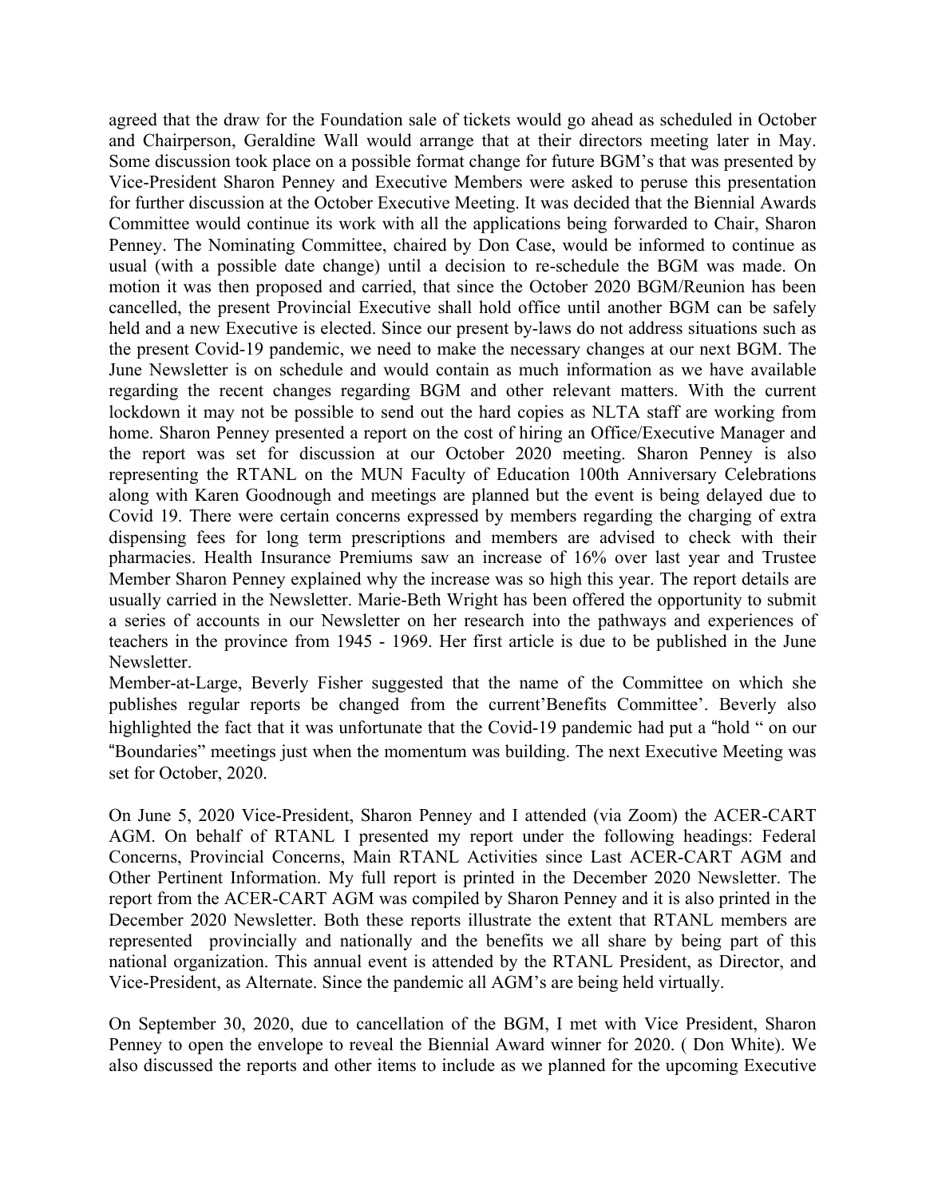agreed that the draw for the Foundation sale of tickets would go ahead as scheduled in October and Chairperson, Geraldine Wall would arrange that at their directors meeting later in May. Some discussion took place on a possible format change for future BGM's that was presented by Vice-President Sharon Penney and Executive Members were asked to peruse this presentation for further discussion at the October Executive Meeting. It was decided that the Biennial Awards Committee would continue its work with all the applications being forwarded to Chair, Sharon Penney. The Nominating Committee, chaired by Don Case, would be informed to continue as usual (with a possible date change) until a decision to re-schedule the BGM was made. On motion it was then proposed and carried, that since the October 2020 BGM/Reunion has been cancelled, the present Provincial Executive shall hold office until another BGM can be safely held and a new Executive is elected. Since our present by-laws do not address situations such as the present Covid-19 pandemic, we need to make the necessary changes at our next BGM. The June Newsletter is on schedule and would contain as much information as we have available regarding the recent changes regarding BGM and other relevant matters. With the current lockdown it may not be possible to send out the hard copies as NLTA staff are working from home. Sharon Penney presented a report on the cost of hiring an Office/Executive Manager and the report was set for discussion at our October 2020 meeting. Sharon Penney is also representing the RTANL on the MUN Faculty of Education 100th Anniversary Celebrations along with Karen Goodnough and meetings are planned but the event is being delayed due to Covid 19. There were certain concerns expressed by members regarding the charging of extra dispensing fees for long term prescriptions and members are advised to check with their pharmacies. Health Insurance Premiums saw an increase of 16% over last year and Trustee Member Sharon Penney explained why the increase was so high this year. The report details are usually carried in the Newsletter. Marie-Beth Wright has been offered the opportunity to submit a series of accounts in our Newsletter on her research into the pathways and experiences of teachers in the province from 1945 - 1969. Her first article is due to be published in the June Newsletter.
Member-at-Large, Beverly Fisher suggested that the name of the Committee on which she publishes regular reports be changed from the current'Benefits Committee'. Beverly also highlighted the fact that it was unfortunate that the Covid-19 pandemic had put a "hold " on our "Boundaries" meetings just when the momentum was building. The next Executive Meeting was set for October, 2020.

On June 5, 2020 Vice-President, Sharon Penney and I attended (via Zoom) the ACER-CART AGM. On behalf of RTANL I presented my report under the following headings: Federal Concerns, Provincial Concerns, Main RTANL Activities since Last ACER-CART AGM and Other Pertinent Information. My full report is printed in the December 2020 Newsletter. The report from the ACER-CART AGM was compiled by Sharon Penney and it is also printed in the December 2020 Newsletter. Both these reports illustrate the extent that RTANL members are represented provincially and nationally and the benefits we all share by being part of this national organization. This annual event is attended by the RTANL President, as Director, and Vice-President, as Alternate. Since the pandemic all AGM's are being held virtually.

On September 30, 2020, due to cancellation of the BGM, I met with Vice President, Sharon Penney to open the envelope to reveal the Biennial Award winner for 2020. ( Don White). We also discussed the reports and other items to include as we planned for the upcoming Executive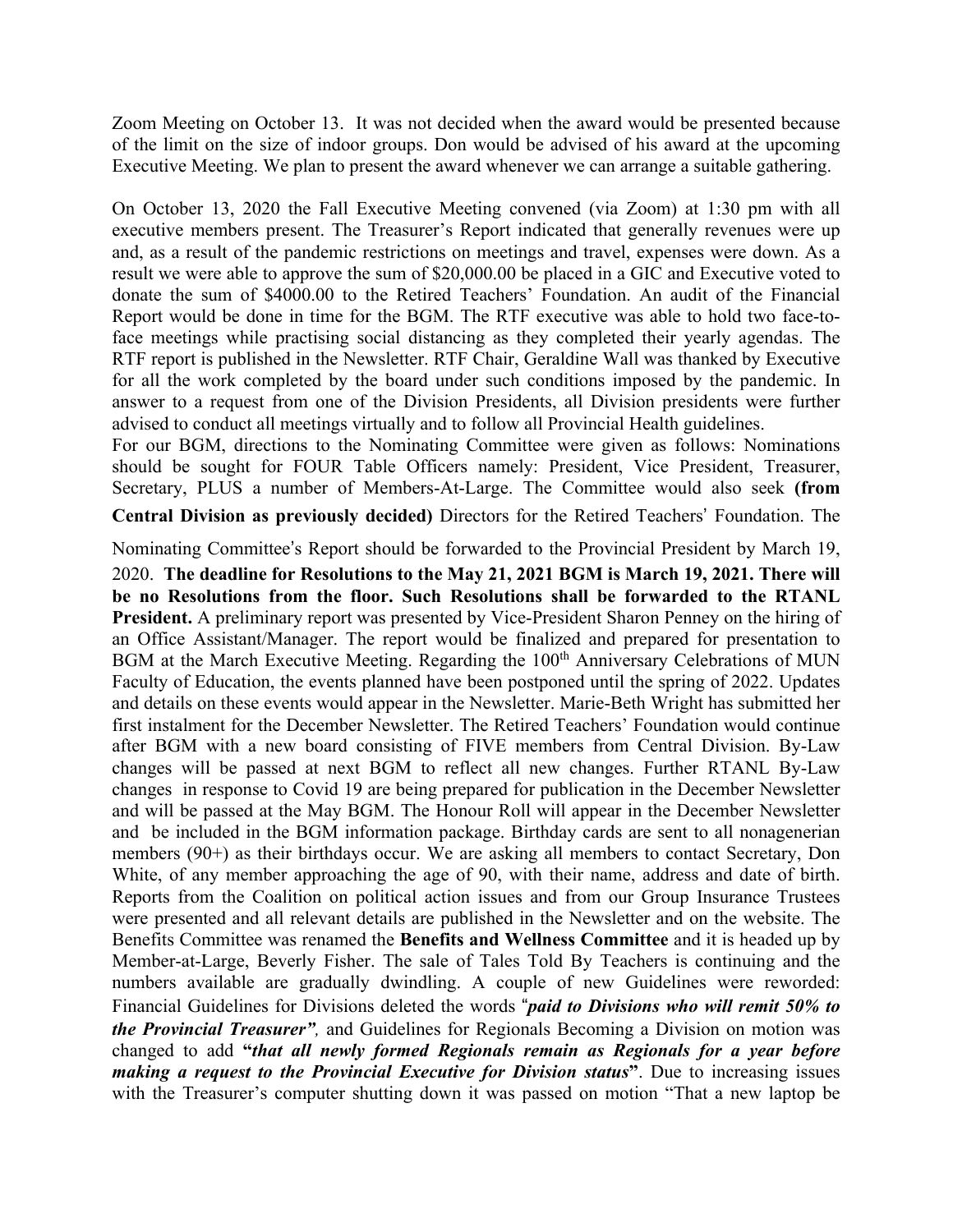Zoom Meeting on October 13. It was not decided when the award would be presented because of the limit on the size of indoor groups. Don would be advised of his award at the upcoming Executive Meeting. We plan to present the award whenever we can arrange a suitable gathering.

On October 13, 2020 the Fall Executive Meeting convened (via Zoom) at 1:30 pm with all executive members present. The Treasurer's Report indicated that generally revenues were up and, as a result of the pandemic restrictions on meetings and travel, expenses were down. As a result we were able to approve the sum of $20,000.00 be placed in a GIC and Executive voted to donate the sum of $4000.00 to the Retired Teachers' Foundation. An audit of the Financial Report would be done in time for the BGM. The RTF executive was able to hold two face-to-face meetings while practising social distancing as they completed their yearly agendas. The RTF report is published in the Newsletter. RTF Chair, Geraldine Wall was thanked by Executive for all the work completed by the board under such conditions imposed by the pandemic. In answer to a request from one of the Division Presidents, all Division presidents were further advised to conduct all meetings virtually and to follow all Provincial Health guidelines.
For our BGM, directions to the Nominating Committee were given as follows: Nominations should be sought for FOUR Table Officers namely: President, Vice President, Treasurer, Secretary, PLUS a number of Members-At-Large. The Committee would also seek **(from Central Division as previously decided)** Directors for the Retired Teachers' Foundation. The Nominating Committee's Report should be forwarded to the Provincial President by March 19, 2020. **The deadline for Resolutions to the May 21, 2021 BGM is March 19, 2021. There will be no Resolutions from the floor. Such Resolutions shall be forwarded to the RTANL President.** A preliminary report was presented by Vice-President Sharon Penney on the hiring of an Office Assistant/Manager. The report would be finalized and prepared for presentation to BGM at the March Executive Meeting. Regarding the 100th Anniversary Celebrations of MUN Faculty of Education, the events planned have been postponed until the spring of 2022. Updates and details on these events would appear in the Newsletter. Marie-Beth Wright has submitted her first instalment for the December Newsletter. The Retired Teachers' Foundation would continue after BGM with a new board consisting of FIVE members from Central Division. By-Law changes will be passed at next BGM to reflect all new changes. Further RTANL By-Law changes in response to Covid 19 are being prepared for publication in the December Newsletter and will be passed at the May BGM. The Honour Roll will appear in the December Newsletter and be included in the BGM information package. Birthday cards are sent to all nonagenerian members (90+) as their birthdays occur. We are asking all members to contact Secretary, Don White, of any member approaching the age of 90, with their name, address and date of birth. Reports from the Coalition on political action issues and from our Group Insurance Trustees were presented and all relevant details are published in the Newsletter and on the website. The Benefits Committee was renamed the **Benefits and Wellness Committee** and it is headed up by Member-at-Large, Beverly Fisher. The sale of Tales Told By Teachers is continuing and the numbers available are gradually dwindling. A couple of new Guidelines were reworded: Financial Guidelines for Divisions deleted the words "***paid to Divisions who will remit 50% to the Provincial Treasurer"***, and Guidelines for Regionals Becoming a Division on motion was changed to add **"*that all newly formed Regionals remain as Regionals for a year before making a request to the Provincial Executive for Division status*"**. Due to increasing issues with the Treasurer's computer shutting down it was passed on motion "That a new laptop be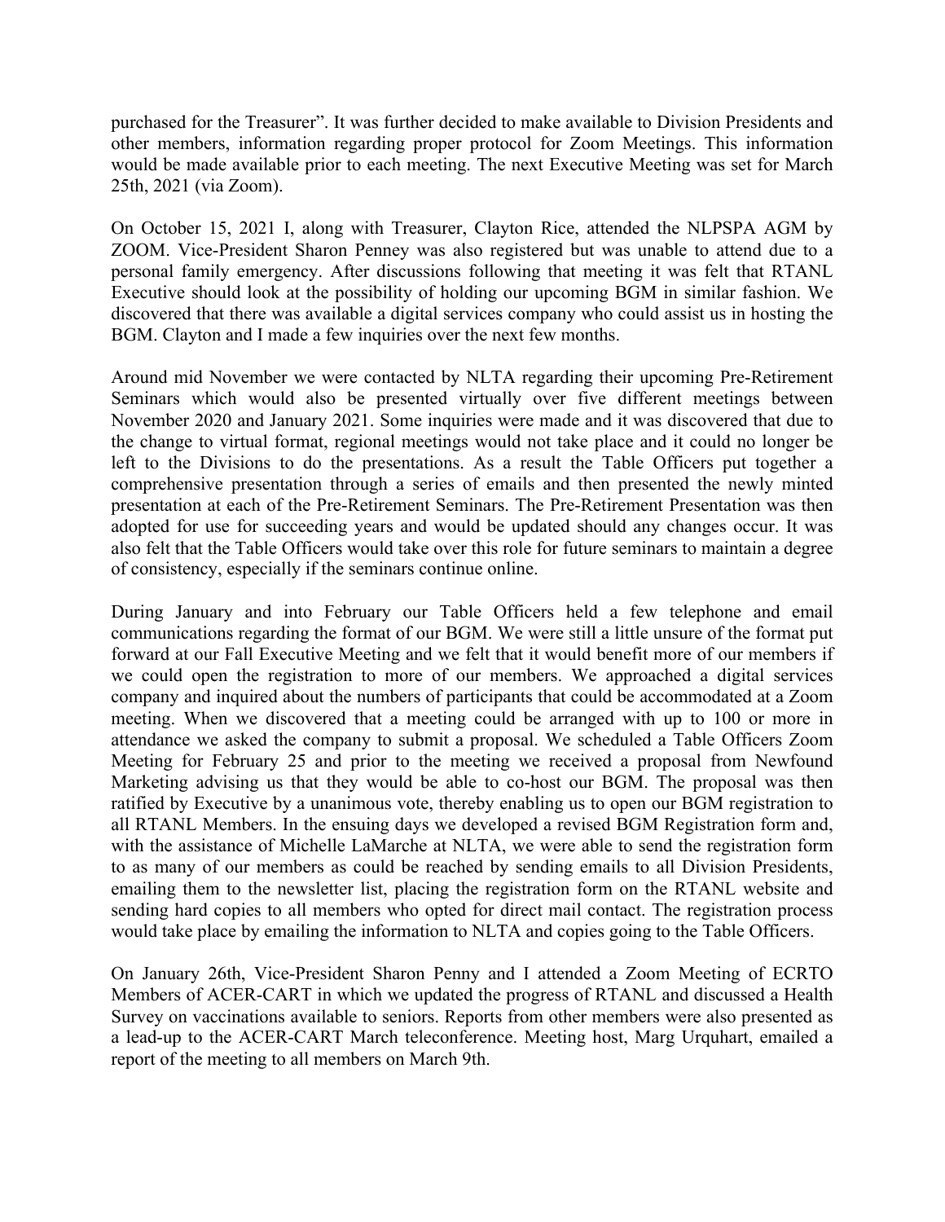purchased for the Treasurer". It was further decided to make available to Division Presidents and other members, information regarding proper protocol for Zoom Meetings. This information would be made available prior to each meeting. The next Executive Meeting was set for March 25th, 2021 (via Zoom).

On October 15, 2021 I, along with Treasurer, Clayton Rice, attended the NLPSPA AGM by ZOOM. Vice-President Sharon Penney was also registered but was unable to attend due to a personal family emergency. After discussions following that meeting it was felt that RTANL Executive should look at the possibility of holding our upcoming BGM in similar fashion. We discovered that there was available a digital services company who could assist us in hosting the BGM. Clayton and I made a few inquiries over the next few months.

Around mid November we were contacted by NLTA regarding their upcoming Pre-Retirement Seminars which would also be presented virtually over five different meetings between November 2020 and January 2021. Some inquiries were made and it was discovered that due to the change to virtual format, regional meetings would not take place and it could no longer be left to the Divisions to do the presentations. As a result the Table Officers put together a comprehensive presentation through a series of emails and then presented the newly minted presentation at each of the Pre-Retirement Seminars. The Pre-Retirement Presentation was then adopted for use for succeeding years and would be updated should any changes occur. It was also felt that the Table Officers would take over this role for future seminars to maintain a degree of consistency, especially if the seminars continue online.

During January and into February our Table Officers held a few telephone and email communications regarding the format of our BGM. We were still a little unsure of the format put forward at our Fall Executive Meeting and we felt that it would benefit more of our members if we could open the registration to more of our members. We approached a digital services company and inquired about the numbers of participants that could be accommodated at a Zoom meeting. When we discovered that a meeting could be arranged with up to 100 or more in attendance we asked the company to submit a proposal. We scheduled a Table Officers Zoom Meeting for February 25 and prior to the meeting we received a proposal from Newfound Marketing advising us that they would be able to co-host our BGM. The proposal was then ratified by Executive by a unanimous vote, thereby enabling us to open our BGM registration to all RTANL Members. In the ensuing days we developed a revised BGM Registration form and, with the assistance of Michelle LaMarche at NLTA, we were able to send the registration form to as many of our members as could be reached by sending emails to all Division Presidents, emailing them to the newsletter list, placing the registration form on the RTANL website and sending hard copies to all members who opted for direct mail contact. The registration process would take place by emailing the information to NLTA and copies going to the Table Officers.

On January 26th, Vice-President Sharon Penny and I attended a Zoom Meeting of ECRTO Members of ACER-CART in which we updated the progress of RTANL and discussed a Health Survey on vaccinations available to seniors. Reports from other members were also presented as a lead-up to the ACER-CART March teleconference. Meeting host, Marg Urquhart, emailed a report of the meeting to all members on March 9th.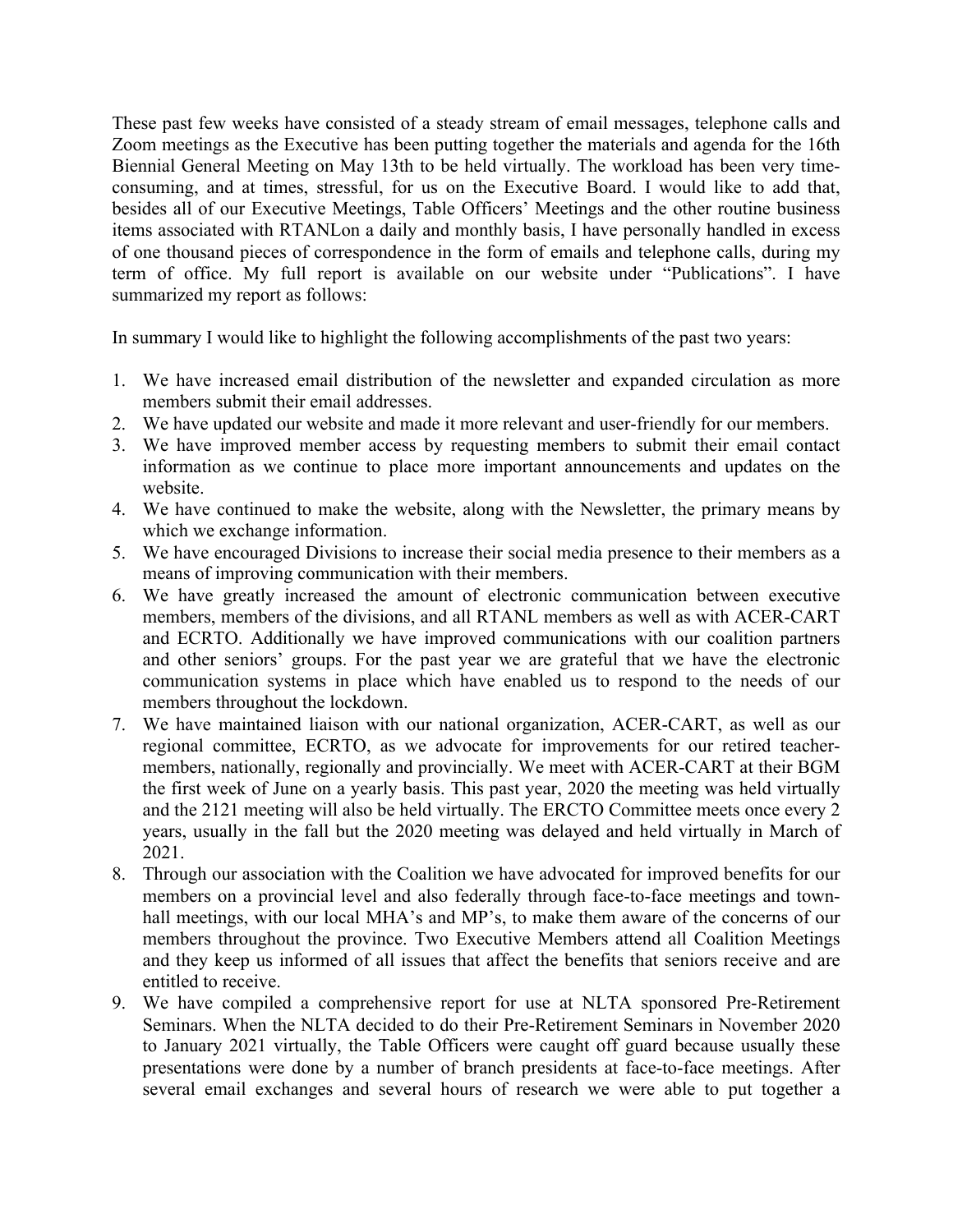These past few weeks have consisted of a steady stream of email messages, telephone calls and Zoom meetings as the Executive has been putting together the materials and agenda for the 16th Biennial General Meeting on May 13th to be held virtually. The workload has been very time-consuming, and at times, stressful, for us on the Executive Board. I would like to add that, besides all of our Executive Meetings, Table Officers' Meetings and the other routine business items associated with RTANLon a daily and monthly basis, I have personally handled in excess of one thousand pieces of correspondence in the form of emails and telephone calls, during my term of office. My full report is available on our website under "Publications". I have summarized my report as follows:

In summary I would like to highlight the following accomplishments of the past two years:

1. We have increased email distribution of the newsletter and expanded circulation as more members submit their email addresses.
2. We have updated our website and made it more relevant and user-friendly for our members.
3. We have improved member access by requesting members to submit their email contact information as we continue to place more important announcements and updates on the website.
4. We have continued to make the website, along with the Newsletter, the primary means by which we exchange information.
5. We have encouraged Divisions to increase their social media presence to their members as a means of improving communication with their members.
6. We have greatly increased the amount of electronic communication between executive members, members of the divisions, and all RTANL members as well as with ACER-CART and ECRTO. Additionally we have improved communications with our coalition partners and other seniors' groups. For the past year we are grateful that we have the electronic communication systems in place which have enabled us to respond to the needs of our members throughout the lockdown.
7. We have maintained liaison with our national organization, ACER-CART, as well as our regional committee, ECRTO, as we advocate for improvements for our retired teacher-members, nationally, regionally and provincially. We meet with ACER-CART at their BGM the first week of June on a yearly basis. This past year, 2020 the meeting was held virtually and the 2121 meeting will also be held virtually. The ERCTO Committee meets once every 2 years, usually in the fall but the 2020 meeting was delayed and held virtually in March of 2021.
8. Through our association with the Coalition we have advocated for improved benefits for our members on a provincial level and also federally through face-to-face meetings and town-hall meetings, with our local MHA's and MP's, to make them aware of the concerns of our members throughout the province. Two Executive Members attend all Coalition Meetings and they keep us informed of all issues that affect the benefits that seniors receive and are entitled to receive.
9. We have compiled a comprehensive report for use at NLTA sponsored Pre-Retirement Seminars. When the NLTA decided to do their Pre-Retirement Seminars in November 2020 to January 2021 virtually, the Table Officers were caught off guard because usually these presentations were done by a number of branch presidents at face-to-face meetings. After several email exchanges and several hours of research we were able to put together a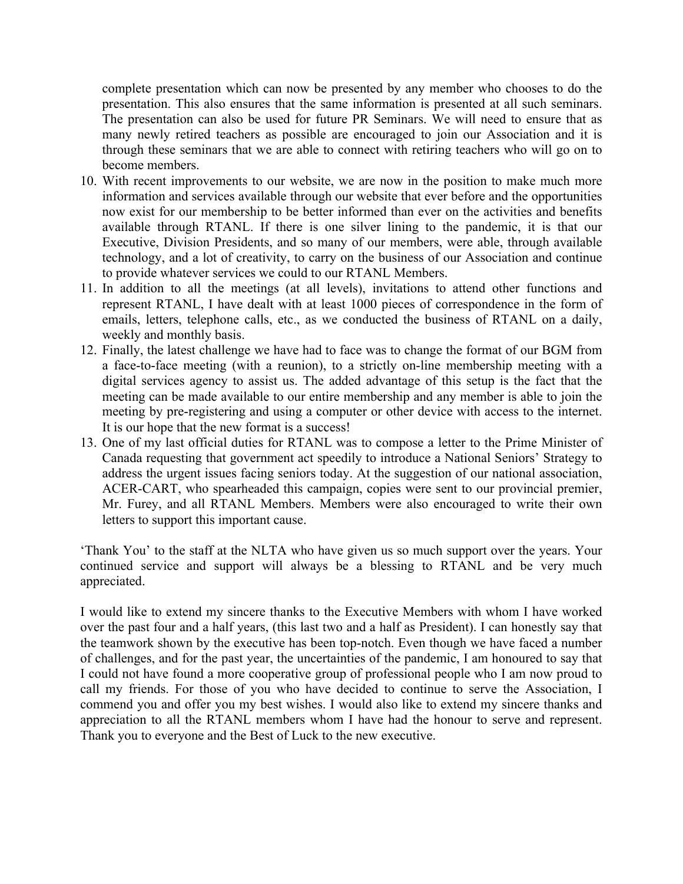complete presentation which can now be presented by any member who chooses to do the presentation. This also ensures that the same information is presented at all such seminars. The presentation can also be used for future PR Seminars. We will need to ensure that as many newly retired teachers as possible are encouraged to join our Association and it is through these seminars that we are able to connect with retiring teachers who will go on to become members.

10. With recent improvements to our website, we are now in the position to make much more information and services available through our website that ever before and the opportunities now exist for our membership to be better informed than ever on the activities and benefits available through RTANL. If there is one silver lining to the pandemic, it is that our Executive, Division Presidents, and so many of our members, were able, through available technology, and a lot of creativity, to carry on the business of our Association and continue to provide whatever services we could to our RTANL Members.
11. In addition to all the meetings (at all levels), invitations to attend other functions and represent RTANL, I have dealt with at least 1000 pieces of correspondence in the form of emails, letters, telephone calls, etc., as we conducted the business of RTANL on a daily, weekly and monthly basis.
12. Finally, the latest challenge we have had to face was to change the format of our BGM from a face-to-face meeting (with a reunion), to a strictly on-line membership meeting with a digital services agency to assist us. The added advantage of this setup is the fact that the meeting can be made available to our entire membership and any member is able to join the meeting by pre-registering and using a computer or other device with access to the internet. It is our hope that the new format is a success!
13. One of my last official duties for RTANL was to compose a letter to the Prime Minister of Canada requesting that government act speedily to introduce a National Seniors' Strategy to address the urgent issues facing seniors today. At the suggestion of our national association, ACER-CART, who spearheaded this campaign, copies were sent to our provincial premier, Mr. Furey, and all RTANL Members. Members were also encouraged to write their own letters to support this important cause.

'Thank You' to the staff at the NLTA who have given us so much support over the years. Your continued service and support will always be a blessing to RTANL and be very much appreciated.

I would like to extend my sincere thanks to the Executive Members with whom I have worked over the past four and a half years, (this last two and a half as President). I can honestly say that the teamwork shown by the executive has been top-notch. Even though we have faced a number of challenges, and for the past year, the uncertainties of the pandemic, I am honoured to say that I could not have found a more cooperative group of professional people who I am now proud to call my friends. For those of you who have decided to continue to serve the Association, I commend you and offer you my best wishes. I would also like to extend my sincere thanks and appreciation to all the RTANL members whom I have had the honour to serve and represent. Thank you to everyone and the Best of Luck to the new executive.